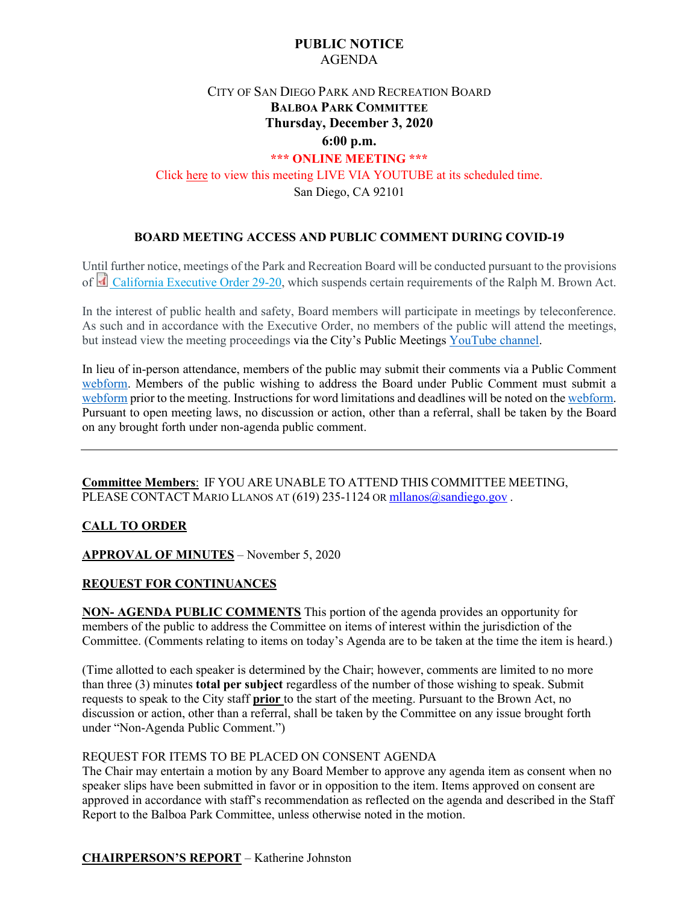# PUBLIC NOTICE

AGENDA

CITY OF SAN DIEGO PARK AND RECREATION BOARD

**BALBOA PARK COMMITTEE**

**Thursday, December 3, 2020**

**6:00 p.m.**

**\*\*\* ONLINE MEETING \*\*\***

Click here to view this meeting LIVE VIA YOUTUBE at its scheduled time.

San Diego, CA 92101

## BOARD MEETING ACCESS AND PUBLIC COMMENT DURING COVID-19

Until further notice, meetings of the Park and Recreation Board will be conducted pursuant to the provisions of California Executive Order 29-20, which suspends certain requirements of the Ralph M. Brown Act.

In the interest of public health and safety, Board members will participate in meetings by teleconference. As such and in accordance with the Executive Order, no members of the public will attend the meetings, but instead view the meeting proceedings via the City's Public Meetings YouTube channel.

In lieu of in-person attendance, members of the public may submit their comments via a Public Comment webform. Members of the public wishing to address the Board under Public Comment must submit a webform prior to the meeting. Instructions for word limitations and deadlines will be noted on the webform. Pursuant to open meeting laws, no discussion or action, other than a referral, shall be taken by the Board on any brought forth under non-agenda public comment.

---

**Committee Members**: IF YOU ARE UNABLE TO ATTEND THIS COMMITTEE MEETING, PLEASE CONTACT MARIO LLANOS AT (619) 235-1124 OR mllanos@sandiego.gov .

**CALL TO ORDER**

**APPROVAL OF MINUTES** – November 5, 2020

**REQUEST FOR CONTINUANCES**

**NON- AGENDA PUBLIC COMMENTS** This portion of the agenda provides an opportunity for members of the public to address the Committee on items of interest within the jurisdiction of the Committee. (Comments relating to items on today's Agenda are to be taken at the time the item is heard.)

(Time allotted to each speaker is determined by the Chair; however, comments are limited to no more than three (3) minutes **total per subject** regardless of the number of those wishing to speak. Submit requests to speak to the City staff **prior** to the start of the meeting. Pursuant to the Brown Act, no discussion or action, other than a referral, shall be taken by the Committee on any issue brought forth under "Non-Agenda Public Comment.")

REQUEST FOR ITEMS TO BE PLACED ON CONSENT AGENDA

The Chair may entertain a motion by any Board Member to approve any agenda item as consent when no speaker slips have been submitted in favor or in opposition to the item. Items approved on consent are approved in accordance with staff's recommendation as reflected on the agenda and described in the Staff Report to the Balboa Park Committee, unless otherwise noted in the motion.

**CHAIRPERSON'S REPORT** – Katherine Johnston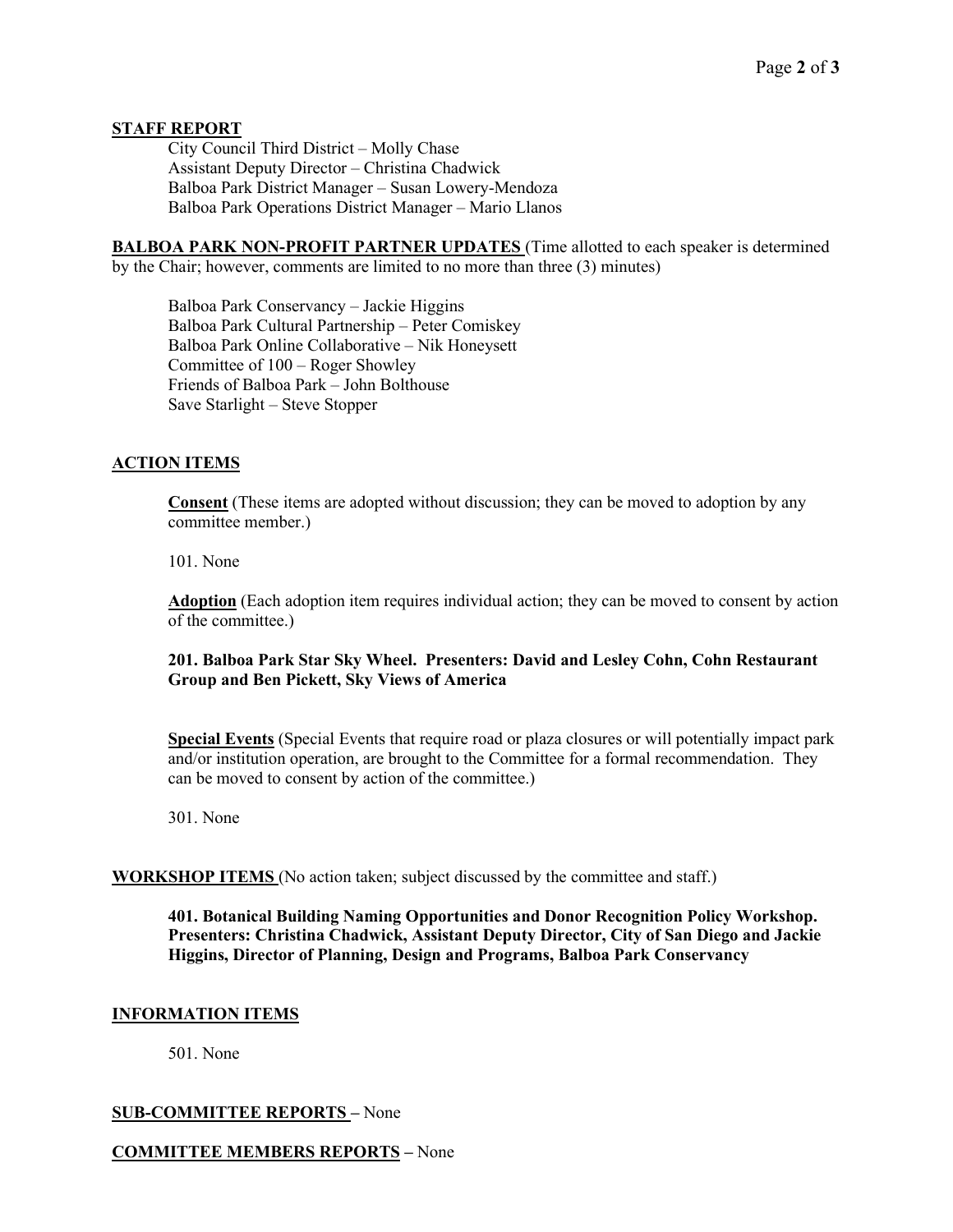## STAFF REPORT

City Council Third District – Molly Chase
Assistant Deputy Director – Christina Chadwick
Balboa Park District Manager – Susan Lowery-Mendoza
Balboa Park Operations District Manager – Mario Llanos

**BALBOA PARK NON-PROFIT PARTNER UPDATES** (Time allotted to each speaker is determined by the Chair; however, comments are limited to no more than three (3) minutes)

Balboa Park Conservancy – Jackie Higgins
Balboa Park Cultural Partnership – Peter Comiskey
Balboa Park Online Collaborative – Nik Honeysett
Committee of 100 – Roger Showley
Friends of Balboa Park – John Bolthouse
Save Starlight – Steve Stopper

## ACTION ITEMS

**Consent** (These items are adopted without discussion; they can be moved to adoption by any committee member.)

101. None

**Adoption** (Each adoption item requires individual action; they can be moved to consent by action of the committee.)

**201. Balboa Park Star Sky Wheel. Presenters: David and Lesley Cohn, Cohn Restaurant Group and Ben Pickett, Sky Views of America**

**Special Events** (Special Events that require road or plaza closures or will potentially impact park and/or institution operation, are brought to the Committee for a formal recommendation. They can be moved to consent by action of the committee.)

301. None

**WORKSHOP ITEMS** (No action taken; subject discussed by the committee and staff.)

**401. Botanical Building Naming Opportunities and Donor Recognition Policy Workshop. Presenters: Christina Chadwick, Assistant Deputy Director, City of San Diego and Jackie Higgins, Director of Planning, Design and Programs, Balboa Park Conservancy**

## INFORMATION ITEMS

501. None

**SUB-COMMITTEE REPORTS** – None

**COMMITTEE MEMBERS REPORTS** – None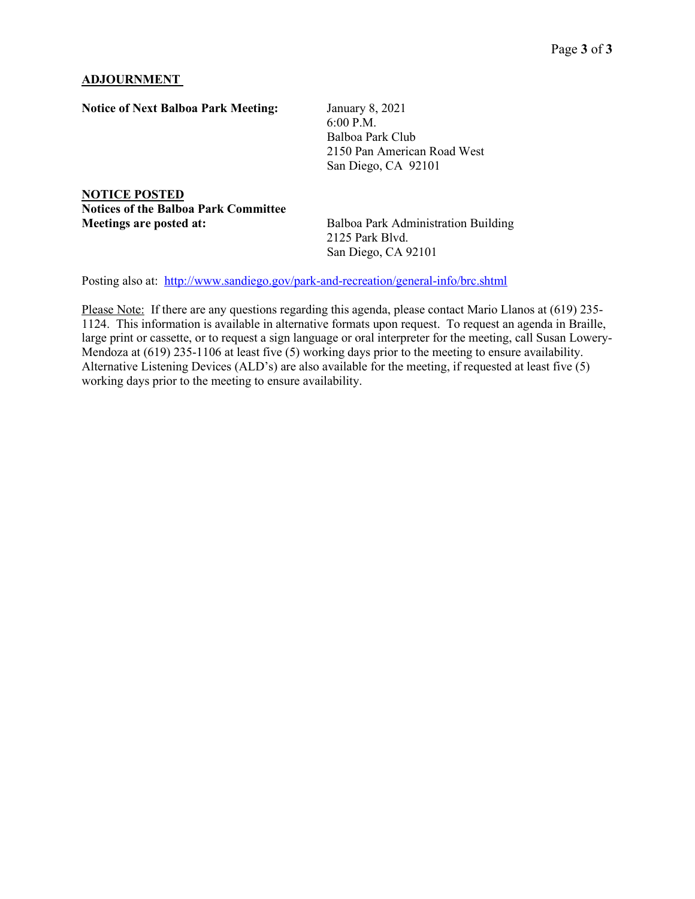**ADJOURNMENT**

**Notice of Next Balboa Park Meeting:** January 8, 2021
6:00 P.M.
Balboa Park Club
2150 Pan American Road West
San Diego, CA 92101

**NOTICE POSTED**

**Notices of the Balboa Park Committee Meetings are posted at:** Balboa Park Administration Building
2125 Park Blvd.
San Diego, CA 92101

Posting also at: http://www.sandiego.gov/park-and-recreation/general-info/brc.shtml

Please Note: If there are any questions regarding this agenda, please contact Mario Llanos at (619) 235-1124. This information is available in alternative formats upon request. To request an agenda in Braille, large print or cassette, or to request a sign language or oral interpreter for the meeting, call Susan Lowery-Mendoza at (619) 235-1106 at least five (5) working days prior to the meeting to ensure availability. Alternative Listening Devices (ALD's) are also available for the meeting, if requested at least five (5) working days prior to the meeting to ensure availability.